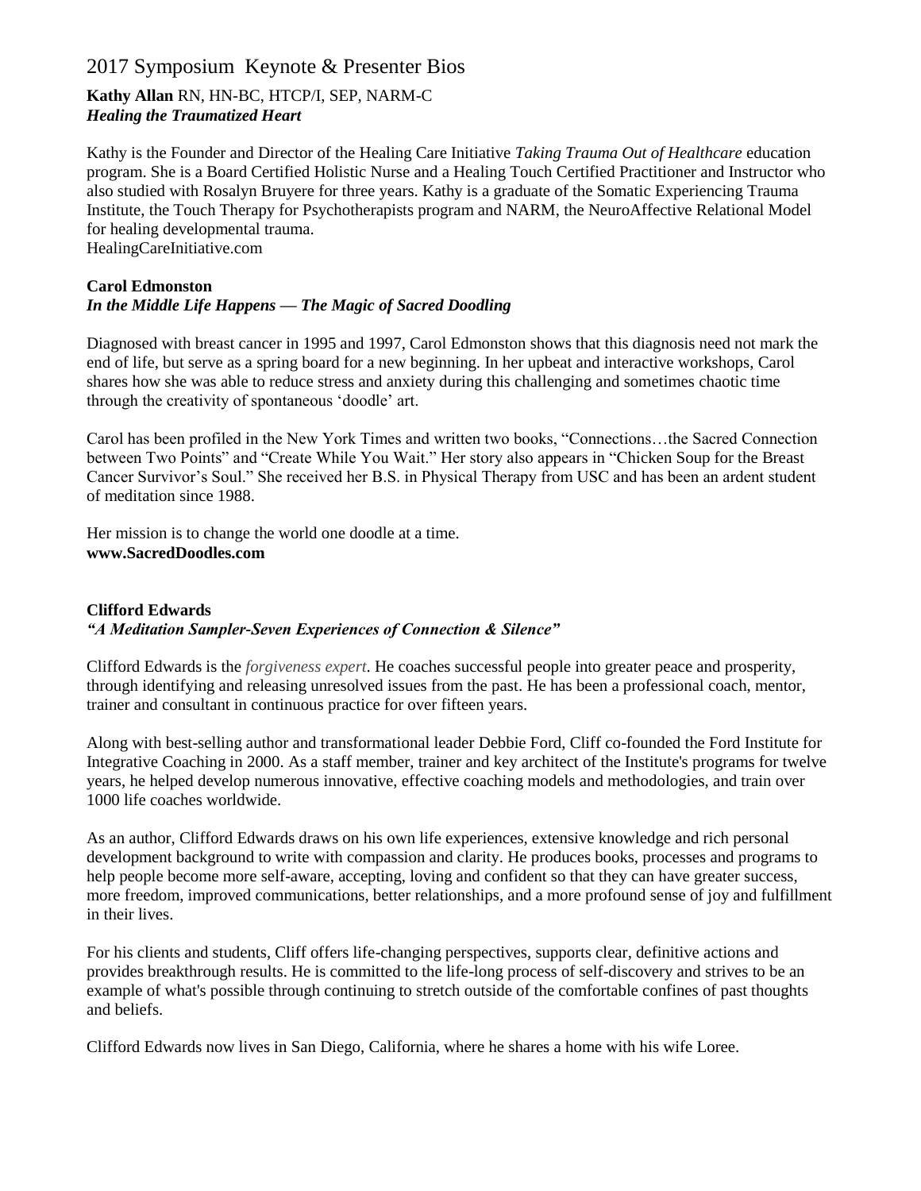# 2017 Symposium Keynote & Presenter Bios

**Kathy Allan** RN, HN-BC, HTCP/I, SEP, NARM-C
***Healing the Traumatized Heart***

Kathy is the Founder and Director of the Healing Care Initiative *Taking Trauma Out of Healthcare* education program. She is a Board Certified Holistic Nurse and a Healing Touch Certified Practitioner and Instructor who also studied with Rosalyn Bruyere for three years. Kathy is a graduate of the Somatic Experiencing Trauma Institute, the Touch Therapy for Psychotherapists program and NARM, the NeuroAffective Relational Model for healing developmental trauma.
HealingCareInitiative.com

**Carol Edmonston**
***In the Middle Life Happens — The Magic of Sacred Doodling***

Diagnosed with breast cancer in 1995 and 1997, Carol Edmonston shows that this diagnosis need not mark the end of life, but serve as a spring board for a new beginning. In her upbeat and interactive workshops, Carol shares how she was able to reduce stress and anxiety during this challenging and sometimes chaotic time through the creativity of spontaneous 'doodle' art.

Carol has been profiled in the New York Times and written two books, "Connections…the Sacred Connection between Two Points" and "Create While You Wait." Her story also appears in "Chicken Soup for the Breast Cancer Survivor's Soul." She received her B.S. in Physical Therapy from USC and has been an ardent student of meditation since 1988.

Her mission is to change the world one doodle at a time.
**www.SacredDoodles.com**

**Clifford Edwards**
***"A Meditation Sampler-Seven Experiences of Connection & Silence"***

Clifford Edwards is the *forgiveness expert*. He coaches successful people into greater peace and prosperity, through identifying and releasing unresolved issues from the past. He has been a professional coach, mentor, trainer and consultant in continuous practice for over fifteen years.

Along with best-selling author and transformational leader Debbie Ford, Cliff co-founded the Ford Institute for Integrative Coaching in 2000. As a staff member, trainer and key architect of the Institute's programs for twelve years, he helped develop numerous innovative, effective coaching models and methodologies, and train over 1000 life coaches worldwide.

As an author, Clifford Edwards draws on his own life experiences, extensive knowledge and rich personal development background to write with compassion and clarity. He produces books, processes and programs to help people become more self-aware, accepting, loving and confident so that they can have greater success, more freedom, improved communications, better relationships, and a more profound sense of joy and fulfillment in their lives.

For his clients and students, Cliff offers life-changing perspectives, supports clear, definitive actions and provides breakthrough results. He is committed to the life-long process of self-discovery and strives to be an example of what's possible through continuing to stretch outside of the comfortable confines of past thoughts and beliefs.

Clifford Edwards now lives in San Diego, California, where he shares a home with his wife Loree.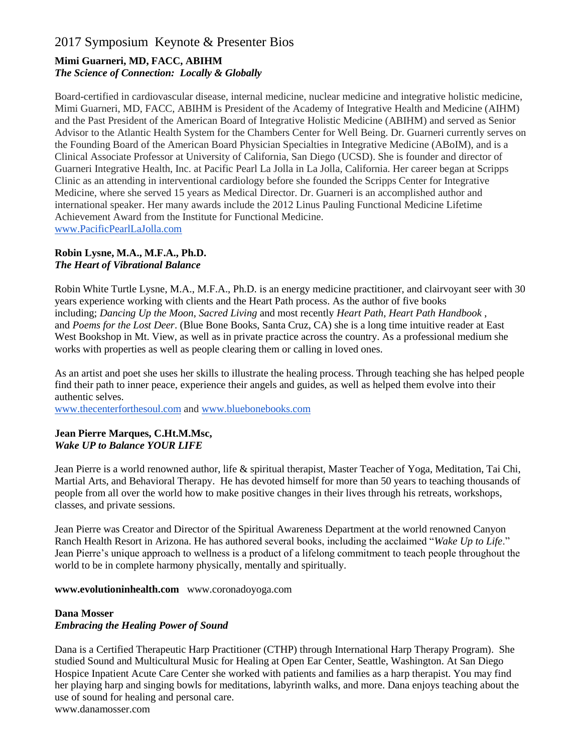# 2017 Symposium Keynote & Presenter Bios

**Mimi Guarneri, MD, FACC, ABIHM**
***The Science of Connection: Locally & Globally***

Board-certified in cardiovascular disease, internal medicine, nuclear medicine and integrative holistic medicine, Mimi Guarneri, MD, FACC, ABIHM is President of the Academy of Integrative Health and Medicine (AIHM) and the Past President of the American Board of Integrative Holistic Medicine (ABIHM) and served as Senior Advisor to the Atlantic Health System for the Chambers Center for Well Being. Dr. Guarneri currently serves on the Founding Board of the American Board Physician Specialties in Integrative Medicine (ABoIM), and is a Clinical Associate Professor at University of California, San Diego (UCSD). She is founder and director of Guarneri Integrative Health, Inc. at Pacific Pearl La Jolla in La Jolla, California. Her career began at Scripps Clinic as an attending in interventional cardiology before she founded the Scripps Center for Integrative Medicine, where she served 15 years as Medical Director. Dr. Guarneri is an accomplished author and international speaker. Her many awards include the 2012 Linus Pauling Functional Medicine Lifetime Achievement Award from the Institute for Functional Medicine.
www.PacificPearlLaJolla.com

**Robin Lysne, M.A., M.F.A., Ph.D.**
***The Heart of Vibrational Balance***

Robin White Turtle Lysne, M.A., M.F.A., Ph.D. is an energy medicine practitioner, and clairvoyant seer with 30 years experience working with clients and the Heart Path process. As the author of five books including; *Dancing Up the Moon*, *Sacred Living* and most recently *Heart Path*, *Heart Path Handbook* , and *Poems for the Lost Deer*. (Blue Bone Books, Santa Cruz, CA) she is a long time intuitive reader at East West Bookshop in Mt. View, as well as in private practice across the country. As a professional medium she works with properties as well as people clearing them or calling in loved ones.

As an artist and poet she uses her skills to illustrate the healing process. Through teaching she has helped people find their path to inner peace, experience their angels and guides, as well as helped them evolve into their authentic selves.
www.thecenterforthesoul.com and www.bluebonebooks.com

**Jean Pierre Marques, C.Ht.M.Msc,**
***Wake UP to Balance YOUR LIFE***

Jean Pierre is a world renowned author, life & spiritual therapist, Master Teacher of Yoga, Meditation, Tai Chi, Martial Arts, and Behavioral Therapy. He has devoted himself for more than 50 years to teaching thousands of people from all over the world how to make positive changes in their lives through his retreats, workshops, classes, and private sessions.

Jean Pierre was Creator and Director of the Spiritual Awareness Department at the world renowned Canyon Ranch Health Resort in Arizona. He has authored several books, including the acclaimed "*Wake Up to Life*." Jean Pierre's unique approach to wellness is a product of a lifelong commitment to teach people throughout the world to be in complete harmony physically, mentally and spiritually.

**www.evolutioninhealth.com** www.coronadoyoga.com

**Dana Mosser**
***Embracing the Healing Power of Sound***

Dana is a Certified Therapeutic Harp Practitioner (CTHP) through International Harp Therapy Program). She studied Sound and Multicultural Music for Healing at Open Ear Center, Seattle, Washington. At San Diego Hospice Inpatient Acute Care Center she worked with patients and families as a harp therapist. You may find her playing harp and singing bowls for meditations, labyrinth walks, and more. Dana enjoys teaching about the use of sound for healing and personal care.
www.danamosser.com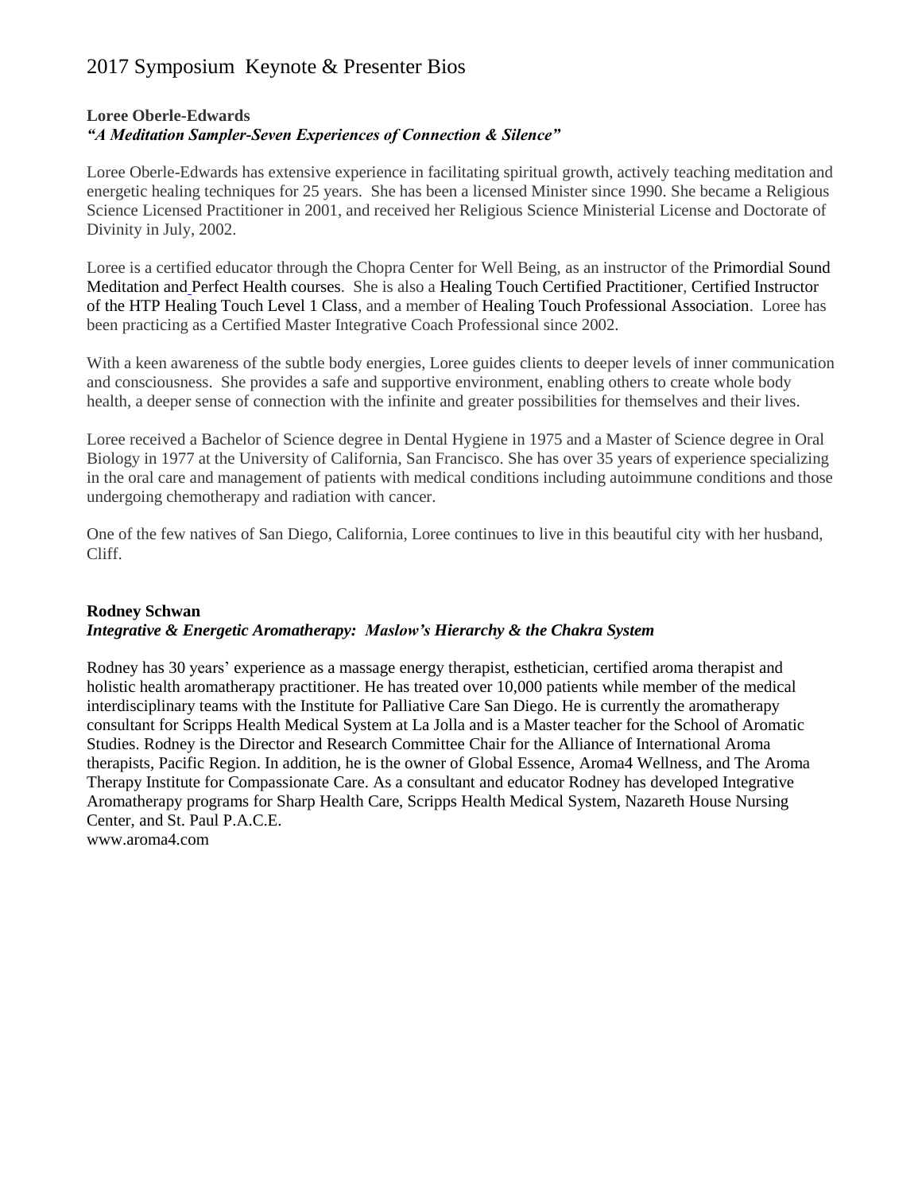# 2017 Symposium Keynote & Presenter Bios

**Loree Oberle-Edwards**
***"A Meditation Sampler-Seven Experiences of Connection & Silence"***

Loree Oberle-Edwards has extensive experience in facilitating spiritual growth, actively teaching meditation and energetic healing techniques for 25 years. She has been a licensed Minister since 1990. She became a Religious Science Licensed Practitioner in 2001, and received her Religious Science Ministerial License and Doctorate of Divinity in July, 2002.

Loree is a certified educator through the Chopra Center for Well Being, as an instructor of the Primordial Sound Meditation and Perfect Health courses. She is also a Healing Touch Certified Practitioner, Certified Instructor of the HTP Healing Touch Level 1 Class, and a member of Healing Touch Professional Association. Loree has been practicing as a Certified Master Integrative Coach Professional since 2002.

With a keen awareness of the subtle body energies, Loree guides clients to deeper levels of inner communication and consciousness. She provides a safe and supportive environment, enabling others to create whole body health, a deeper sense of connection with the infinite and greater possibilities for themselves and their lives.

Loree received a Bachelor of Science degree in Dental Hygiene in 1975 and a Master of Science degree in Oral Biology in 1977 at the University of California, San Francisco. She has over 35 years of experience specializing in the oral care and management of patients with medical conditions including autoimmune conditions and those undergoing chemotherapy and radiation with cancer.

One of the few natives of San Diego, California, Loree continues to live in this beautiful city with her husband, Cliff.

**Rodney Schwan**
***Integrative & Energetic Aromatherapy: Maslow's Hierarchy & the Chakra System***

Rodney has 30 years' experience as a massage energy therapist, esthetician, certified aroma therapist and holistic health aromatherapy practitioner. He has treated over 10,000 patients while member of the medical interdisciplinary teams with the Institute for Palliative Care San Diego. He is currently the aromatherapy consultant for Scripps Health Medical System at La Jolla and is a Master teacher for the School of Aromatic Studies. Rodney is the Director and Research Committee Chair for the Alliance of International Aroma therapists, Pacific Region. In addition, he is the owner of Global Essence, Aroma4 Wellness, and The Aroma Therapy Institute for Compassionate Care. As a consultant and educator Rodney has developed Integrative Aromatherapy programs for Sharp Health Care, Scripps Health Medical System, Nazareth House Nursing Center, and St. Paul P.A.C.E.
www.aroma4.com